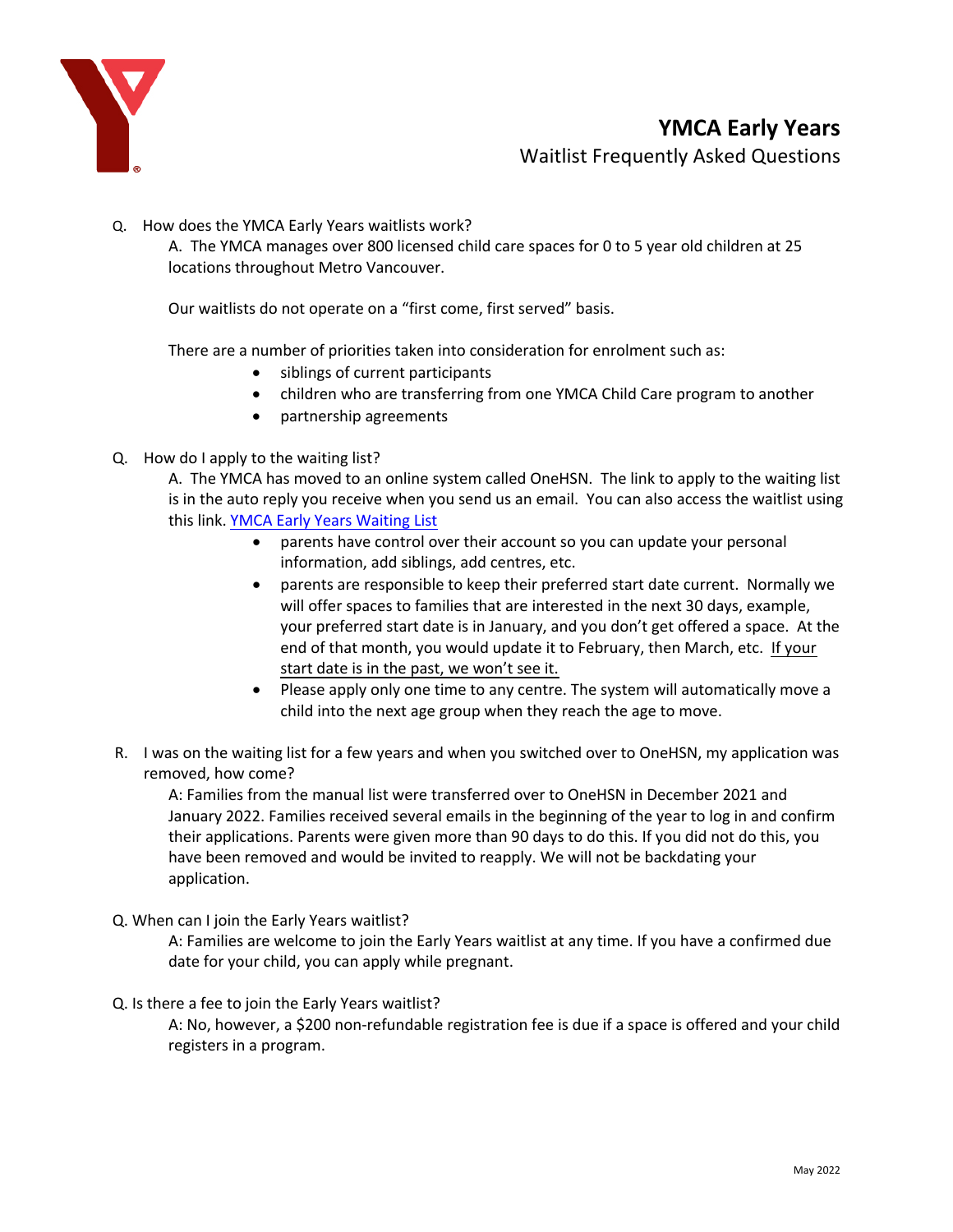# YMCA Early Years

## Waitlist Frequently Asked Questions

Q. How does the YMCA Early Years waitlists work?

A. The YMCA manages over 800 licensed child care spaces for 0 to 5 year old children at 25 locations throughout Metro Vancouver.

Our waitlists do not operate on a "first come, first served" basis.

There are a number of priorities taken into consideration for enrolment such as:

- siblings of current participants
- children who are transferring from one YMCA Child Care program to another
- partnership agreements

Q. How do I apply to the waiting list?

A. The YMCA has moved to an online system called OneHSN. The link to apply to the waiting list is in the auto reply you receive when you send us an email. You can also access the waitlist using this link. [YMCA Early Years Waiting List]

- parents have control over their account so you can update your personal information, add siblings, add centres, etc.
- parents are responsible to keep their preferred start date current. Normally we will offer spaces to families that are interested in the next 30 days, example, your preferred start date is in January, and you don't get offered a space. At the end of that month, you would update it to February, then March, etc. <u>If your start date is in the past, we won't see it.</u>
- Please apply only one time to any centre. The system will automatically move a child into the next age group when they reach the age to move.

R. I was on the waiting list for a few years and when you switched over to OneHSN, my application was removed, how come?

A: Families from the manual list were transferred over to OneHSN in December 2021 and January 2022. Families received several emails in the beginning of the year to log in and confirm their applications. Parents were given more than 90 days to do this. If you did not do this, you have been removed and would be invited to reapply. We will not be backdating your application.

Q. When can I join the Early Years waitlist?

A: Families are welcome to join the Early Years waitlist at any time. If you have a confirmed due date for your child, you can apply while pregnant.

Q. Is there a fee to join the Early Years waitlist?

A: No, however, a $200 non-refundable registration fee is due if a space is offered and your child registers in a program.

May 2022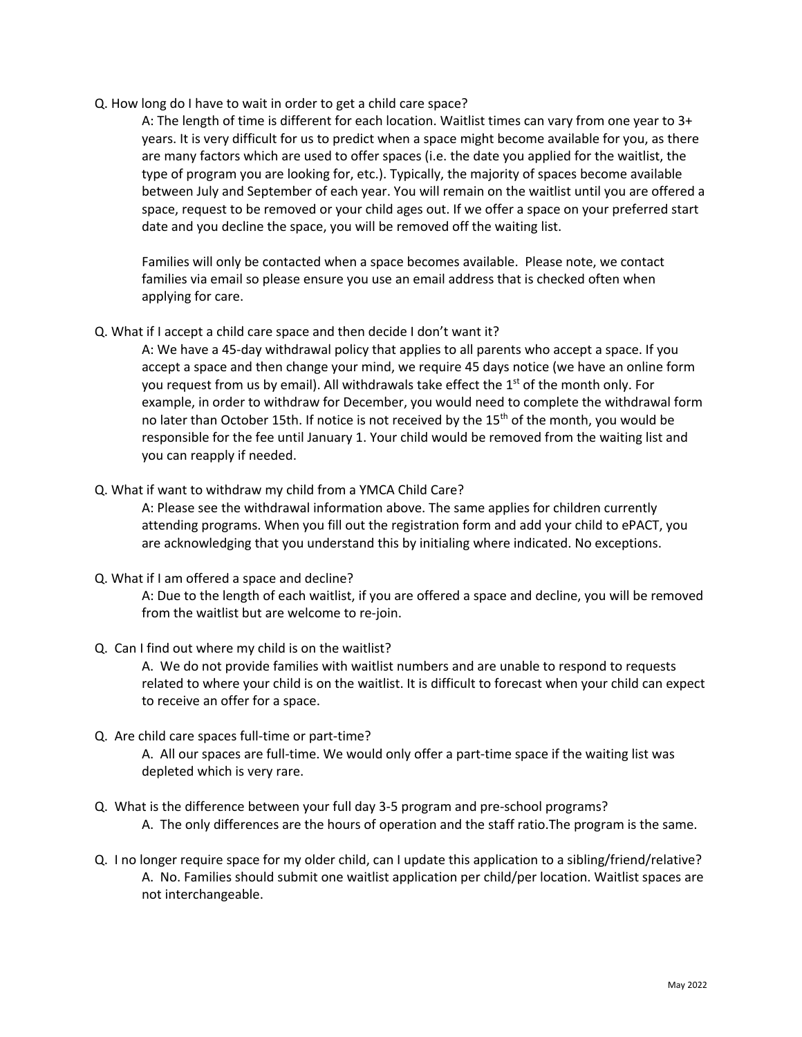Q. How long do I have to wait in order to get a child care space?

A: The length of time is different for each location. Waitlist times can vary from one year to 3+ years. It is very difficult for us to predict when a space might become available for you, as there are many factors which are used to offer spaces (i.e. the date you applied for the waitlist, the type of program you are looking for, etc.). Typically, the majority of spaces become available between July and September of each year. You will remain on the waitlist until you are offered a space, request to be removed or your child ages out. If we offer a space on your preferred start date and you decline the space, you will be removed off the waiting list.

Families will only be contacted when a space becomes available. Please note, we contact families via email so please ensure you use an email address that is checked often when applying for care.

Q. What if I accept a child care space and then decide I don't want it?

A: We have a 45-day withdrawal policy that applies to all parents who accept a space. If you accept a space and then change your mind, we require 45 days notice (we have an online form you request from us by email). All withdrawals take effect the 1st of the month only. For example, in order to withdraw for December, you would need to complete the withdrawal form no later than October 15th. If notice is not received by the 15th of the month, you would be responsible for the fee until January 1. Your child would be removed from the waiting list and you can reapply if needed.

Q. What if want to withdraw my child from a YMCA Child Care?

A: Please see the withdrawal information above. The same applies for children currently attending programs. When you fill out the registration form and add your child to ePACT, you are acknowledging that you understand this by initialing where indicated. No exceptions.

Q. What if I am offered a space and decline?

A: Due to the length of each waitlist, if you are offered a space and decline, you will be removed from the waitlist but are welcome to re-join.

Q. Can I find out where my child is on the waitlist?

A. We do not provide families with waitlist numbers and are unable to respond to requests related to where your child is on the waitlist. It is difficult to forecast when your child can expect to receive an offer for a space.

Q. Are child care spaces full-time or part-time?

A. All our spaces are full-time. We would only offer a part-time space if the waiting list was depleted which is very rare.

Q. What is the difference between your full day 3-5 program and pre-school programs?

A. The only differences are the hours of operation and the staff ratio.The program is the same.

Q. I no longer require space for my older child, can I update this application to a sibling/friend/relative?

A. No. Families should submit one waitlist application per child/per location. Waitlist spaces are not interchangeable.

May 2022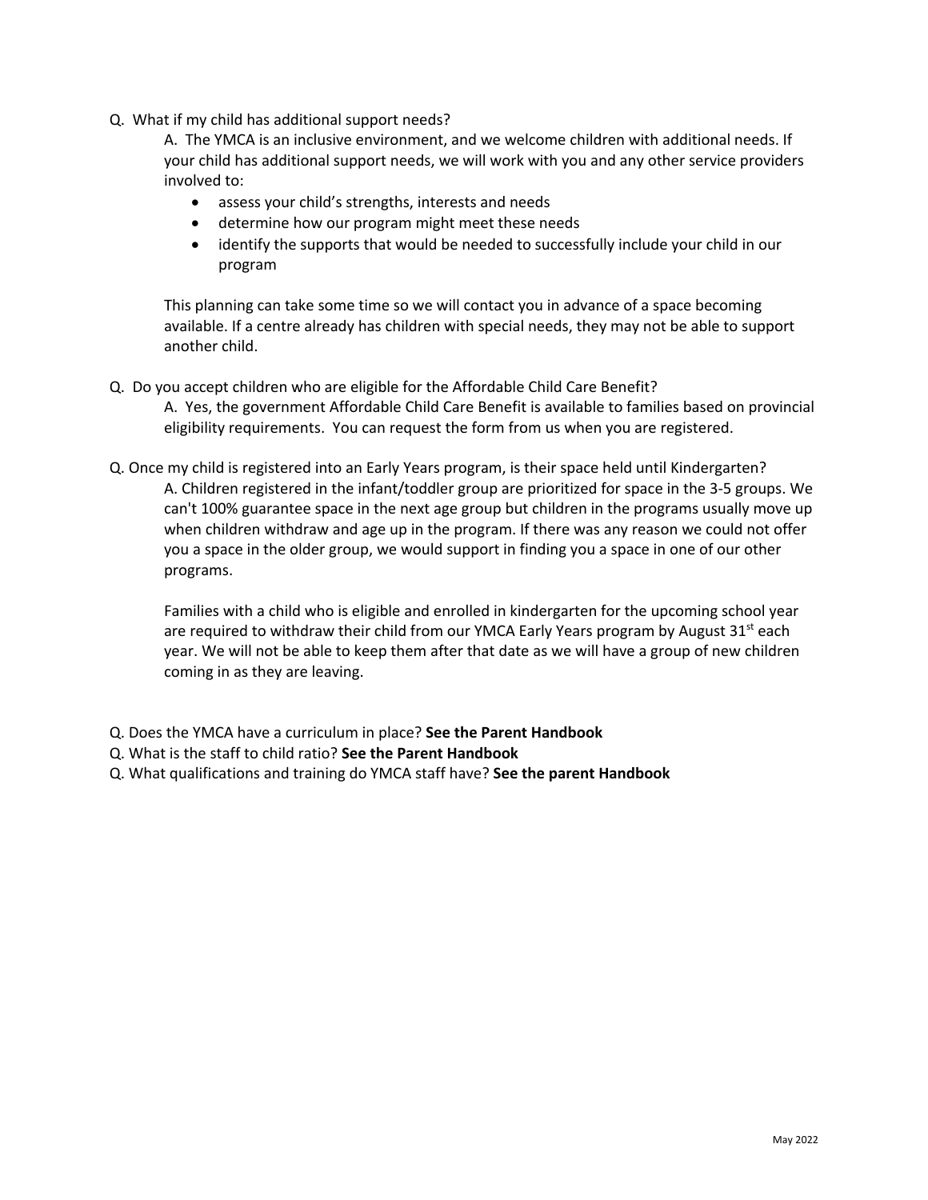Q. What if my child has additional support needs?

A. The YMCA is an inclusive environment, and we welcome children with additional needs. If your child has additional support needs, we will work with you and any other service providers involved to:

- assess your child's strengths, interests and needs
- determine how our program might meet these needs
- identify the supports that would be needed to successfully include your child in our program

This planning can take some time so we will contact you in advance of a space becoming available. If a centre already has children with special needs, they may not be able to support another child.

Q. Do you accept children who are eligible for the Affordable Child Care Benefit?

A. Yes, the government Affordable Child Care Benefit is available to families based on provincial eligibility requirements. You can request the form from us when you are registered.

Q. Once my child is registered into an Early Years program, is their space held until Kindergarten?

A. Children registered in the infant/toddler group are prioritized for space in the 3-5 groups. We can't 100% guarantee space in the next age group but children in the programs usually move up when children withdraw and age up in the program. If there was any reason we could not offer you a space in the older group, we would support in finding you a space in one of our other programs.

Families with a child who is eligible and enrolled in kindergarten for the upcoming school year are required to withdraw their child from our YMCA Early Years program by August 31st each year. We will not be able to keep them after that date as we will have a group of new children coming in as they are leaving.

Q. Does the YMCA have a curriculum in place? **See the Parent Handbook**

Q. What is the staff to child ratio? **See the Parent Handbook**

Q. What qualifications and training do YMCA staff have? **See the parent Handbook**

May 2022